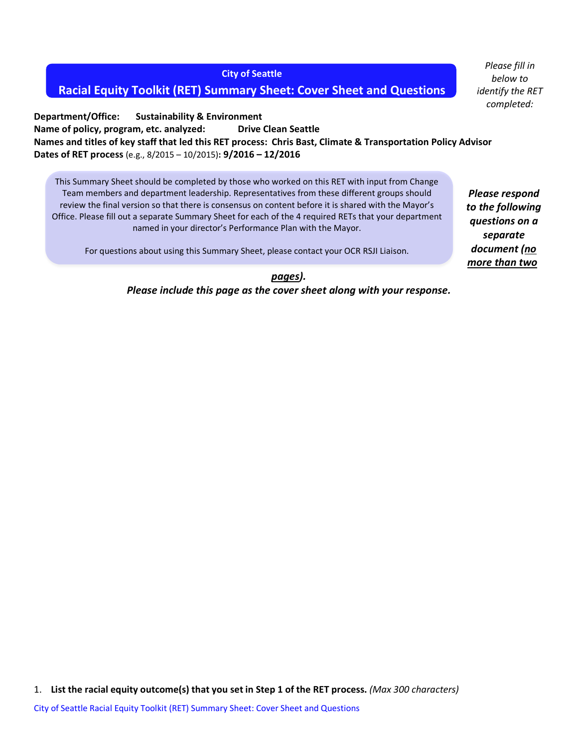## City of Seattle
# Racial Equity Toolkit (RET) Summary Sheet: Cover Sheet and Questions

*Please fill in below to identify the RET completed:*

**Department/Office:** **Sustainability & Environment**
**Name of policy, program, etc. analyzed:** **Drive Clean Seattle**
**Names and titles of key staff that led this RET process: Chris Bast, Climate & Transportation Policy Advisor**
**Dates of RET process** (e.g., 8/2015 – 10/2015)**: 9/2016 – 12/2016**

This Summary Sheet should be completed by those who worked on this RET with input from Change Team members and department leadership. Representatives from these different groups should review the final version so that there is consensus on content before it is shared with the Mayor's Office. Please fill out a separate Summary Sheet for each of the 4 required RETs that your department named in your director's Performance Plan with the Mayor.

For questions about using this Summary Sheet, please contact your OCR RSJI Liaison.

***Please respond to the following questions on a separate document (<u>no more than two pages</u>).***
***Please include this page as the cover sheet along with your response.***

1. **List the racial equity outcome(s) that you set in Step 1 of the RET process.** *(Max 300 characters)*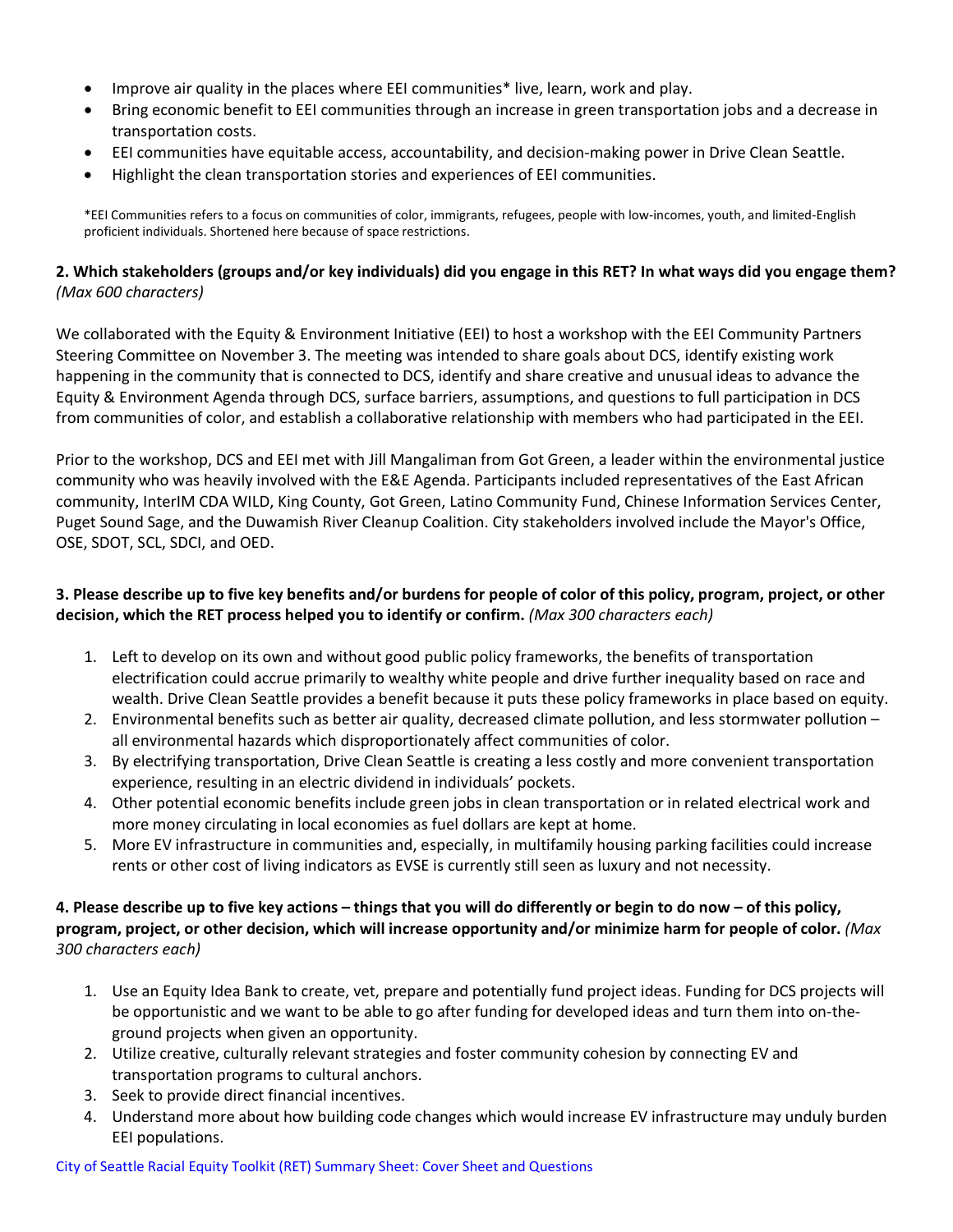- Improve air quality in the places where EEI communities* live, learn, work and play.
- Bring economic benefit to EEI communities through an increase in green transportation jobs and a decrease in transportation costs.
- EEI communities have equitable access, accountability, and decision-making power in Drive Clean Seattle.
- Highlight the clean transportation stories and experiences of EEI communities.

*EEI Communities refers to a focus on communities of color, immigrants, refugees, people with low-incomes, youth, and limited-English proficient individuals. Shortened here because of space restrictions.

**2. Which stakeholders (groups and/or key individuals) did you engage in this RET? In what ways did you engage them?** *(Max 600 characters)*

We collaborated with the Equity & Environment Initiative (EEI) to host a workshop with the EEI Community Partners Steering Committee on November 3. The meeting was intended to share goals about DCS, identify existing work happening in the community that is connected to DCS, identify and share creative and unusual ideas to advance the Equity & Environment Agenda through DCS, surface barriers, assumptions, and questions to full participation in DCS from communities of color, and establish a collaborative relationship with members who had participated in the EEI.

Prior to the workshop, DCS and EEI met with Jill Mangaliman from Got Green, a leader within the environmental justice community who was heavily involved with the E&E Agenda. Participants included representatives of the East African community, InterIM CDA WILD, King County, Got Green, Latino Community Fund, Chinese Information Services Center, Puget Sound Sage, and the Duwamish River Cleanup Coalition. City stakeholders involved include the Mayor's Office, OSE, SDOT, SCL, SDCI, and OED.

**3. Please describe up to five key benefits and/or burdens for people of color of this policy, program, project, or other decision, which the RET process helped you to identify or confirm.** *(Max 300 characters each)*

1. Left to develop on its own and without good public policy frameworks, the benefits of transportation electrification could accrue primarily to wealthy white people and drive further inequality based on race and wealth. Drive Clean Seattle provides a benefit because it puts these policy frameworks in place based on equity.
2. Environmental benefits such as better air quality, decreased climate pollution, and less stormwater pollution – all environmental hazards which disproportionately affect communities of color.
3. By electrifying transportation, Drive Clean Seattle is creating a less costly and more convenient transportation experience, resulting in an electric dividend in individuals' pockets.
4. Other potential economic benefits include green jobs in clean transportation or in related electrical work and more money circulating in local economies as fuel dollars are kept at home.
5. More EV infrastructure in communities and, especially, in multifamily housing parking facilities could increase rents or other cost of living indicators as EVSE is currently still seen as luxury and not necessity.

**4. Please describe up to five key actions – things that you will do differently or begin to do now – of this policy, program, project, or other decision, which will increase opportunity and/or minimize harm for people of color.** *(Max 300 characters each)*

1. Use an Equity Idea Bank to create, vet, prepare and potentially fund project ideas. Funding for DCS projects will be opportunistic and we want to be able to go after funding for developed ideas and turn them into on-the-ground projects when given an opportunity.
2. Utilize creative, culturally relevant strategies and foster community cohesion by connecting EV and transportation programs to cultural anchors.
3. Seek to provide direct financial incentives.
4. Understand more about how building code changes which would increase EV infrastructure may unduly burden EEI populations.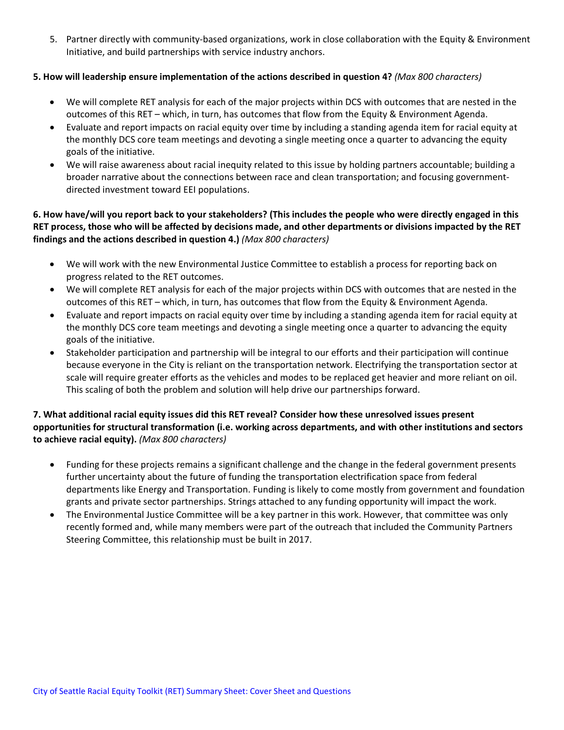5. Partner directly with community-based organizations, work in close collaboration with the Equity & Environment Initiative, and build partnerships with service industry anchors.

**5. How will leadership ensure implementation of the actions described in question 4?** *(Max 800 characters)*

- We will complete RET analysis for each of the major projects within DCS with outcomes that are nested in the outcomes of this RET – which, in turn, has outcomes that flow from the Equity & Environment Agenda.
- Evaluate and report impacts on racial equity over time by including a standing agenda item for racial equity at the monthly DCS core team meetings and devoting a single meeting once a quarter to advancing the equity goals of the initiative.
- We will raise awareness about racial inequity related to this issue by holding partners accountable; building a broader narrative about the connections between race and clean transportation; and focusing government-directed investment toward EEI populations.

**6. How have/will you report back to your stakeholders? (This includes the people who were directly engaged in this RET process, those who will be affected by decisions made, and other departments or divisions impacted by the RET findings and the actions described in question 4.)** *(Max 800 characters)*

- We will work with the new Environmental Justice Committee to establish a process for reporting back on progress related to the RET outcomes.
- We will complete RET analysis for each of the major projects within DCS with outcomes that are nested in the outcomes of this RET – which, in turn, has outcomes that flow from the Equity & Environment Agenda.
- Evaluate and report impacts on racial equity over time by including a standing agenda item for racial equity at the monthly DCS core team meetings and devoting a single meeting once a quarter to advancing the equity goals of the initiative.
- Stakeholder participation and partnership will be integral to our efforts and their participation will continue because everyone in the City is reliant on the transportation network. Electrifying the transportation sector at scale will require greater efforts as the vehicles and modes to be replaced get heavier and more reliant on oil. This scaling of both the problem and solution will help drive our partnerships forward.

**7. What additional racial equity issues did this RET reveal? Consider how these unresolved issues present opportunities for structural transformation (i.e. working across departments, and with other institutions and sectors to achieve racial equity).** *(Max 800 characters)*

- Funding for these projects remains a significant challenge and the change in the federal government presents further uncertainty about the future of funding the transportation electrification space from federal departments like Energy and Transportation. Funding is likely to come mostly from government and foundation grants and private sector partnerships. Strings attached to any funding opportunity will impact the work.
- The Environmental Justice Committee will be a key partner in this work. However, that committee was only recently formed and, while many members were part of the outreach that included the Community Partners Steering Committee, this relationship must be built in 2017.